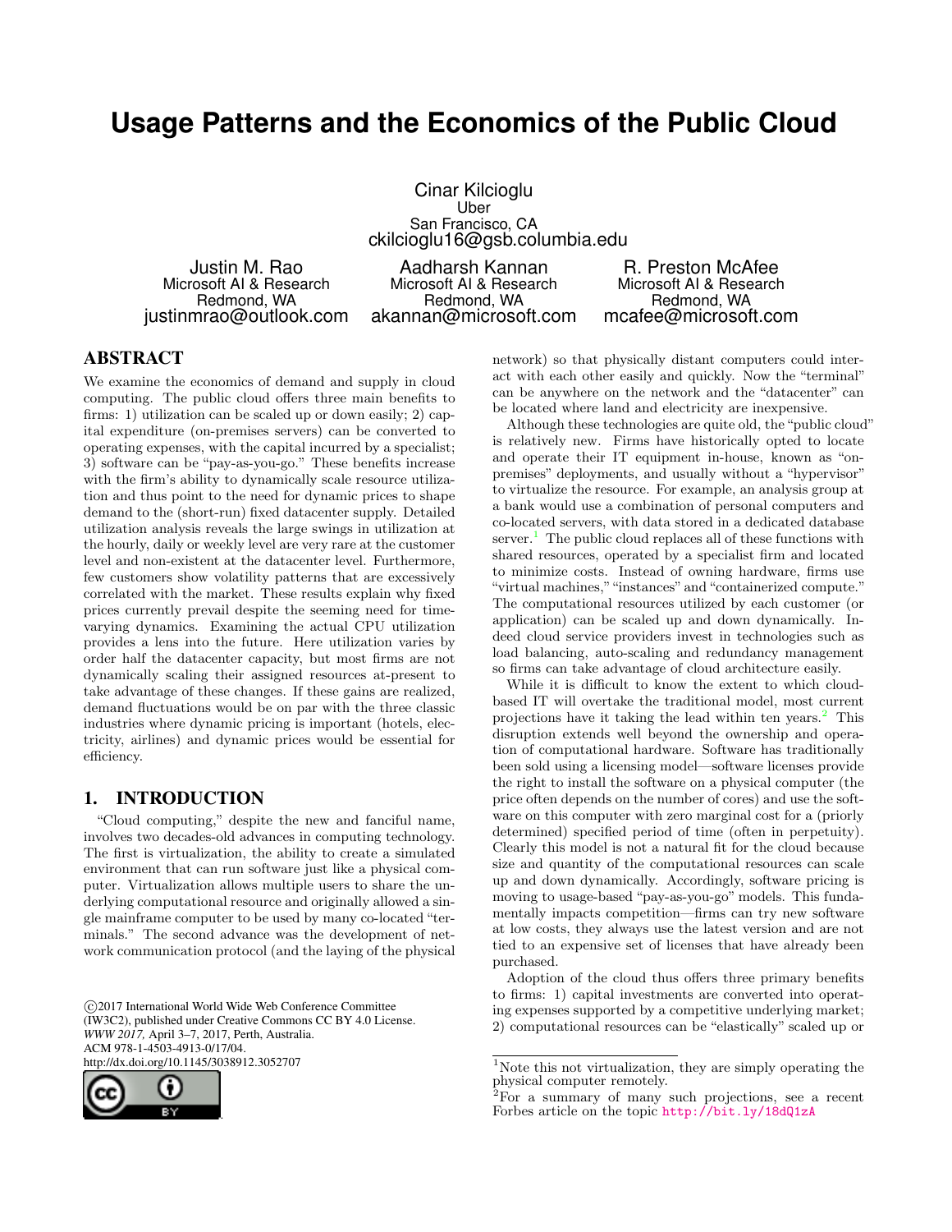# Usage Patterns and the Economics of the Public Cloud

Cinar Kilcioglu
Uber
San Francisco, CA
ckilcioglu16@gsb.columbia.edu

Justin M. Rao
Microsoft AI & Research
Redmond, WA
justinmrao@outlook.com

Aadharsh Kannan
Microsoft AI & Research
Redmond, WA
akannan@microsoft.com

R. Preston McAfee
Microsoft AI & Research
Redmond, WA
mcafee@microsoft.com

## ABSTRACT

We examine the economics of demand and supply in cloud computing. The public cloud offers three main benefits to firms: 1) utilization can be scaled up or down easily; 2) capital expenditure (on-premises servers) can be converted to operating expenses, with the capital incurred by a specialist; 3) software can be "pay-as-you-go." These benefits increase with the firm's ability to dynamically scale resource utilization and thus point to the need for dynamic prices to shape demand to the (short-run) fixed datacenter supply. Detailed utilization analysis reveals the large swings in utilization at the hourly, daily or weekly level are very rare at the customer level and non-existent at the datacenter level. Furthermore, few customers show volatility patterns that are excessively correlated with the market. These results explain why fixed prices currently prevail despite the seeming need for time-varying dynamics. Examining the actual CPU utilization provides a lens into the future. Here utilization varies by order half the datacenter capacity, but most firms are not dynamically scaling their assigned resources at-present to take advantage of these changes. If these gains are realized, demand fluctuations would be on par with the three classic industries where dynamic pricing is important (hotels, electricity, airlines) and dynamic prices would be essential for efficiency.

## 1. INTRODUCTION

"Cloud computing," despite the new and fanciful name, involves two decades-old advances in computing technology. The first is virtualization, the ability to create a simulated environment that can run software just like a physical computer. Virtualization allows multiple users to share the underlying computational resource and originally allowed a single mainframe computer to be used by many co-located "terminals." The second advance was the development of network communication protocol (and the laying of the physical network) so that physically distant computers could interact with each other easily and quickly. Now the "terminal" can be anywhere on the network and the "datacenter" can be located where land and electricity are inexpensive.

Although these technologies are quite old, the "public cloud" is relatively new. Firms have historically opted to locate and operate their IT equipment in-house, known as "on-premises" deployments, and usually without a "hypervisor" to virtualize the resource. For example, an analysis group at a bank would use a combination of personal computers and co-located servers, with data stored in a dedicated database server.[1] The public cloud replaces all of these functions with shared resources, operated by a specialist firm and located to minimize costs. Instead of owning hardware, firms use "virtual machines," "instances" and "containerized compute." The computational resources utilized by each customer (or application) can be scaled up and down dynamically. Indeed cloud service providers invest in technologies such as load balancing, auto-scaling and redundancy management so firms can take advantage of cloud architecture easily.

While it is difficult to know the extent to which cloud-based IT will overtake the traditional model, most current projections have it taking the lead within ten years.[2] This disruption extends well beyond the ownership and operation of computational hardware. Software has traditionally been sold using a licensing model—software licenses provide the right to install the software on a physical computer (the price often depends on the number of cores) and use the software on this computer with zero marginal cost for a (priorly determined) specified period of time (often in perpetuity). Clearly this model is not a natural fit for the cloud because size and quantity of the computational resources can scale up and down dynamically. Accordingly, software pricing is moving to usage-based "pay-as-you-go" models. This fundamentally impacts competition—firms can try new software at low costs, they always use the latest version and are not tied to an expensive set of licenses that have already been purchased.

Adoption of the cloud thus offers three primary benefits to firms: 1) capital investments are converted into operating expenses supported by a competitive underlying market; 2) computational resources can be "elastically" scaled up or

©2017 International World Wide Web Conference Committee (IW3C2), published under Creative Commons CC BY 4.0 License.
*WWW 2017,* April 3–7, 2017, Perth, Australia.
ACM 978-1-4503-4913-0/17/04.
http://dx.doi.org/10.1145/3038912.3052707

[1] Note this not virtualization, they are simply operating the physical computer remotely.

[2] For a summary of many such projections, see a recent Forbes article on the topic http://bit.ly/18dQ1zA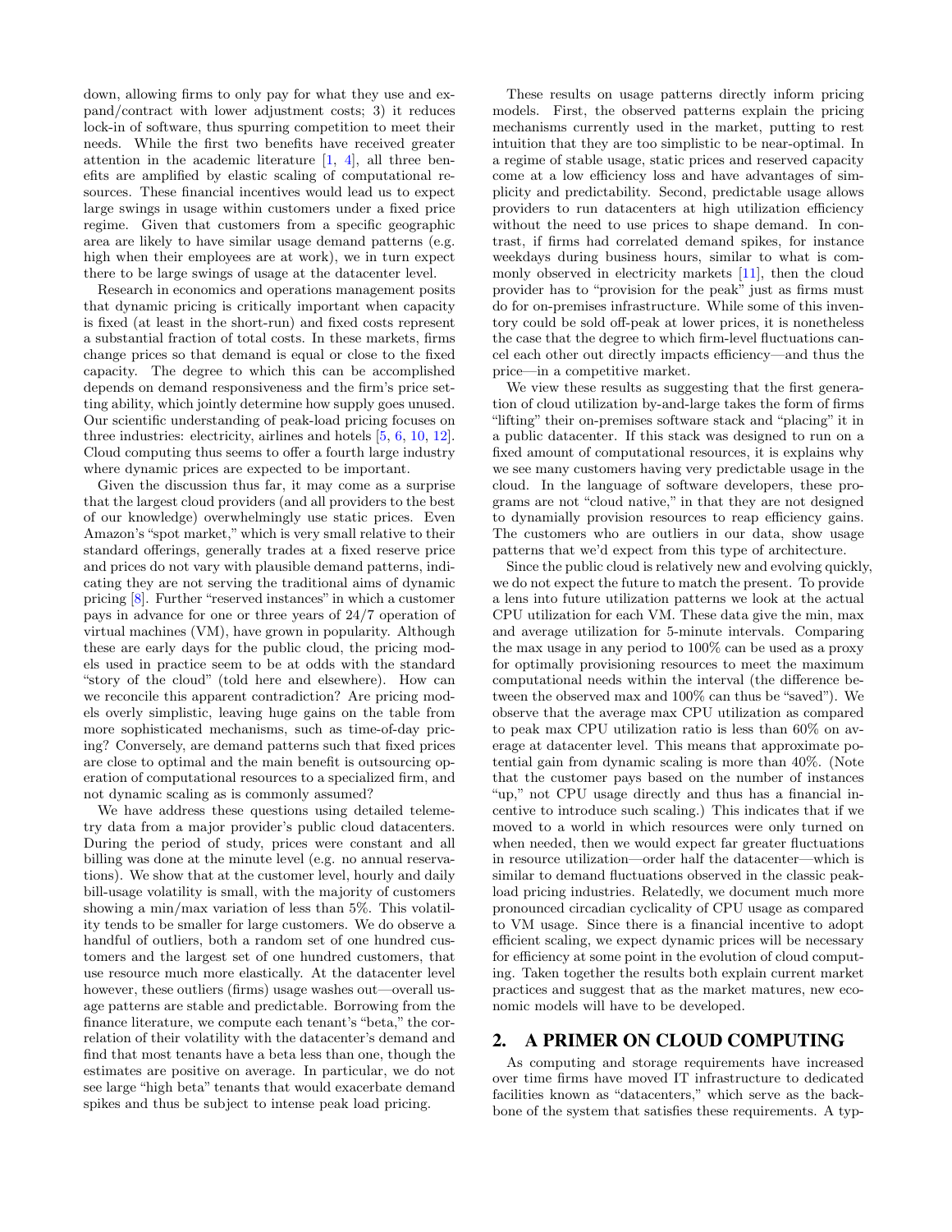down, allowing firms to only pay for what they use and expand/contract with lower adjustment costs; 3) it reduces lock-in of software, thus spurring competition to meet their needs. While the first two benefits have received greater attention in the academic literature [1, 4], all three benefits are amplified by elastic scaling of computational resources. These financial incentives would lead us to expect large swings in usage within customers under a fixed price regime. Given that customers from a specific geographic area are likely to have similar usage demand patterns (e.g. high when their employees are at work), we in turn expect there to be large swings of usage at the datacenter level.

Research in economics and operations management posits that dynamic pricing is critically important when capacity is fixed (at least in the short-run) and fixed costs represent a substantial fraction of total costs. In these markets, firms change prices so that demand is equal or close to the fixed capacity. The degree to which this can be accomplished depends on demand responsiveness and the firm's price setting ability, which jointly determine how supply goes unused. Our scientific understanding of peak-load pricing focuses on three industries: electricity, airlines and hotels [5, 6, 10, 12]. Cloud computing thus seems to offer a fourth large industry where dynamic prices are expected to be important.

Given the discussion thus far, it may come as a surprise that the largest cloud providers (and all providers to the best of our knowledge) overwhelmingly use static prices. Even Amazon's "spot market," which is very small relative to their standard offerings, generally trades at a fixed reserve price and prices do not vary with plausible demand patterns, indicating they are not serving the traditional aims of dynamic pricing [8]. Further "reserved instances" in which a customer pays in advance for one or three years of 24/7 operation of virtual machines (VM), have grown in popularity. Although these are early days for the public cloud, the pricing models used in practice seem to be at odds with the standard "story of the cloud" (told here and elsewhere). How can we reconcile this apparent contradiction? Are pricing models overly simplistic, leaving huge gains on the table from more sophisticated mechanisms, such as time-of-day pricing? Conversely, are demand patterns such that fixed prices are close to optimal and the main benefit is outsourcing operation of computational resources to a specialized firm, and not dynamic scaling as is commonly assumed?

We have address these questions using detailed telemetry data from a major provider's public cloud datacenters. During the period of study, prices were constant and all billing was done at the minute level (e.g. no annual reservations). We show that at the customer level, hourly and daily bill-usage volatility is small, with the majority of customers showing a min/max variation of less than 5%. This volatility tends to be smaller for large customers. We do observe a handful of outliers, both a random set of one hundred customers and the largest set of one hundred customers, that use resource much more elastically. At the datacenter level however, these outliers (firms) usage washes out—overall usage patterns are stable and predictable. Borrowing from the finance literature, we compute each tenant's "beta," the correlation of their volatility with the datacenter's demand and find that most tenants have a beta less than one, though the estimates are positive on average. In particular, we do not see large "high beta" tenants that would exacerbate demand spikes and thus be subject to intense peak load pricing.

These results on usage patterns directly inform pricing models. First, the observed patterns explain the pricing mechanisms currently used in the market, putting to rest intuition that they are too simplistic to be near-optimal. In a regime of stable usage, static prices and reserved capacity come at a low efficiency loss and have advantages of simplicity and predictability. Second, predictable usage allows providers to run datacenters at high utilization efficiency without the need to use prices to shape demand. In contrast, if firms had correlated demand spikes, for instance weekdays during business hours, similar to what is commonly observed in electricity markets [11], then the cloud provider has to "provision for the peak" just as firms must do for on-premises infrastructure. While some of this inventory could be sold off-peak at lower prices, it is nonetheless the case that the degree to which firm-level fluctuations cancel each other out directly impacts efficiency—and thus the price—in a competitive market.

We view these results as suggesting that the first generation of cloud utilization by-and-large takes the form of firms "lifting" their on-premises software stack and "placing" it in a public datacenter. If this stack was designed to run on a fixed amount of computational resources, it is explains why we see many customers having very predictable usage in the cloud. In the language of software developers, these programs are not "cloud native," in that they are not designed to dynamially provision resources to reap efficiency gains. The customers who are outliers in our data, show usage patterns that we'd expect from this type of architecture.

Since the public cloud is relatively new and evolving quickly, we do not expect the future to match the present. To provide a lens into future utilization patterns we look at the actual CPU utilization for each VM. These data give the min, max and average utilization for 5-minute intervals. Comparing the max usage in any period to 100% can be used as a proxy for optimally provisioning resources to meet the maximum computational needs within the interval (the difference between the observed max and 100% can thus be "saved"). We observe that the average max CPU utilization as compared to peak max CPU utilization ratio is less than 60% on average at datacenter level. This means that approximate potential gain from dynamic scaling is more than 40%. (Note that the customer pays based on the number of instances "up," not CPU usage directly and thus has a financial incentive to introduce such scaling.) This indicates that if we moved to a world in which resources were only turned on when needed, then we would expect far greater fluctuations in resource utilization—order half the datacenter—which is similar to demand fluctuations observed in the classic peak-load pricing industries. Relatedly, we document much more pronounced circadian cyclicality of CPU usage as compared to VM usage. Since there is a financial incentive to adopt efficient scaling, we expect dynamic prices will be necessary for efficiency at some point in the evolution of cloud computing. Taken together the results both explain current market practices and suggest that as the market matures, new economic models will have to be developed.

## 2. A PRIMER ON CLOUD COMPUTING

As computing and storage requirements have increased over time firms have moved IT infrastructure to dedicated facilities known as "datacenters," which serve as the backbone of the system that satisfies these requirements. A typ-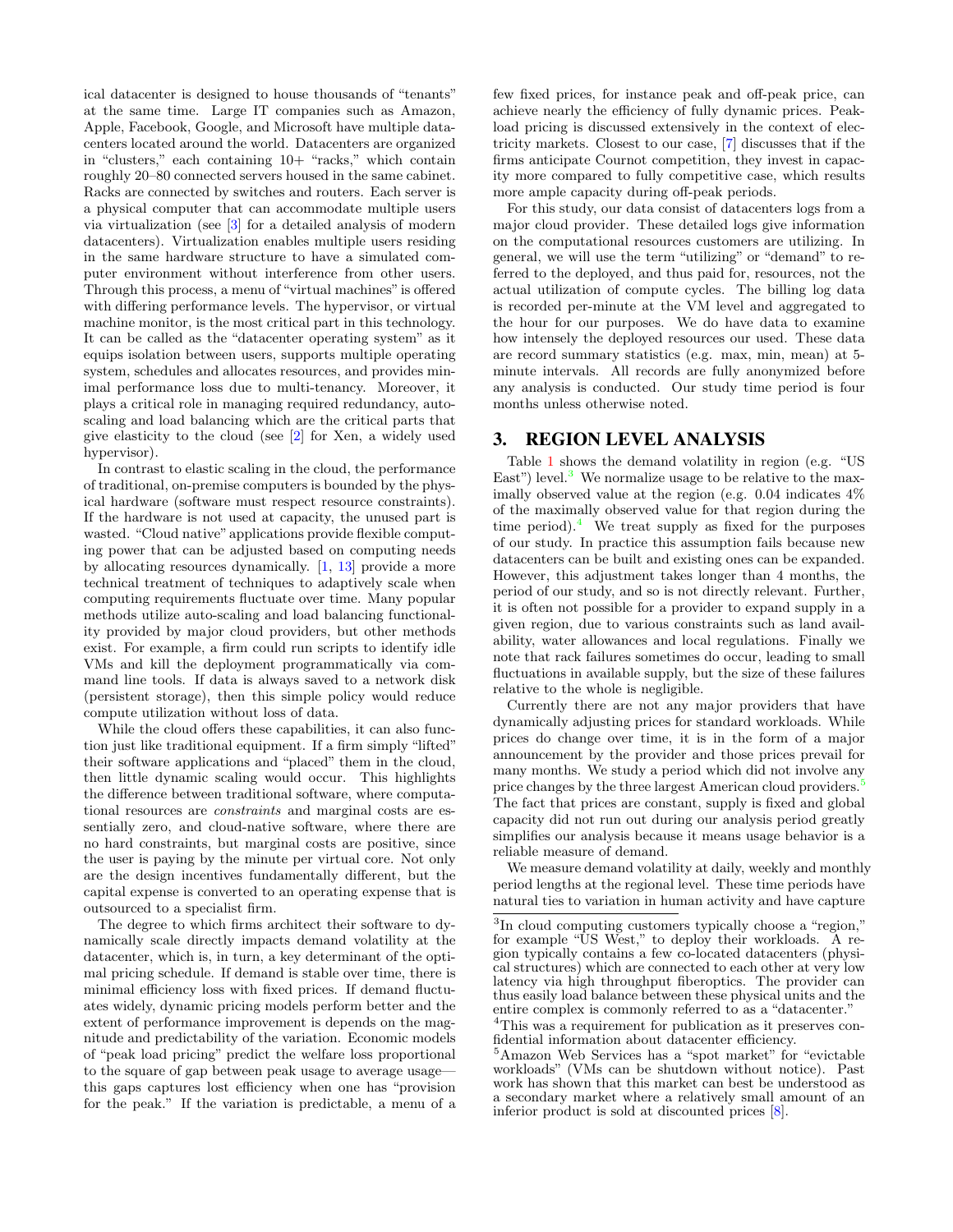ical datacenter is designed to house thousands of "tenants" at the same time. Large IT companies such as Amazon, Apple, Facebook, Google, and Microsoft have multiple datacenters located around the world. Datacenters are organized in "clusters," each containing 10+ "racks," which contain roughly 20–80 connected servers housed in the same cabinet. Racks are connected by switches and routers. Each server is a physical computer that can accommodate multiple users via virtualization (see [3] for a detailed analysis of modern datacenters). Virtualization enables multiple users residing in the same hardware structure to have a simulated computer environment without interference from other users. Through this process, a menu of "virtual machines" is offered with differing performance levels. The hypervisor, or virtual machine monitor, is the most critical part in this technology. It can be called as the "datacenter operating system" as it equips isolation between users, supports multiple operating system, schedules and allocates resources, and provides minimal performance loss due to multi-tenancy. Moreover, it plays a critical role in managing required redundancy, auto-scaling and load balancing which are the critical parts that give elasticity to the cloud (see [2] for Xen, a widely used hypervisor).

In contrast to elastic scaling in the cloud, the performance of traditional, on-premise computers is bounded by the physical hardware (software must respect resource constraints). If the hardware is not used at capacity, the unused part is wasted. "Cloud native" applications provide flexible computing power that can be adjusted based on computing needs by allocating resources dynamically. [1, 13] provide a more technical treatment of techniques to adaptively scale when computing requirements fluctuate over time. Many popular methods utilize auto-scaling and load balancing functionality provided by major cloud providers, but other methods exist. For example, a firm could run scripts to identify idle VMs and kill the deployment programmatically via command line tools. If data is always saved to a network disk (persistent storage), then this simple policy would reduce compute utilization without loss of data.

While the cloud offers these capabilities, it can also function just like traditional equipment. If a firm simply "lifted" their software applications and "placed" them in the cloud, then little dynamic scaling would occur. This highlights the difference between traditional software, where computational resources are *constraints* and marginal costs are essentially zero, and cloud-native software, where there are no hard constraints, but marginal costs are positive, since the user is paying by the minute per virtual core. Not only are the design incentives fundamentally different, but the capital expense is converted to an operating expense that is outsourced to a specialist firm.

The degree to which firms architect their software to dynamically scale directly impacts demand volatility at the datacenter, which is, in turn, a key determinant of the optimal pricing schedule. If demand is stable over time, there is minimal efficiency loss with fixed prices. If demand fluctuates widely, dynamic pricing models perform better and the extent of performance improvement is depends on the magnitude and predictability of the variation. Economic models of "peak load pricing" predict the welfare loss proportional to the square of gap between peak usage to average usage—this gaps captures lost efficiency when one has "provision for the peak." If the variation is predictable, a menu of a few fixed prices, for instance peak and off-peak price, can achieve nearly the efficiency of fully dynamic prices. Peak-load pricing is discussed extensively in the context of electricity markets. Closest to our case, [7] discusses that if the firms anticipate Cournot competition, they invest in capacity more compared to fully competitive case, which results more ample capacity during off-peak periods.

For this study, our data consist of datacenters logs from a major cloud provider. These detailed logs give information on the computational resources customers are utilizing. In general, we will use the term "utilizing" or "demand" to referred to the deployed, and thus paid for, resources, not the actual utilization of compute cycles. The billing log data is recorded per-minute at the VM level and aggregated to the hour for our purposes. We do have data to examine how intensely the deployed resources our used. These data are record summary statistics (e.g. max, min, mean) at 5-minute intervals. All records are fully anonymized before any analysis is conducted. Our study time period is four months unless otherwise noted.

## 3. REGION LEVEL ANALYSIS

Table 1 shows the demand volatility in region (e.g. "US East") level.[3] We normalize usage to be relative to the maximally observed value at the region (e.g. 0.04 indicates 4% of the maximally observed value for that region during the time period).[4] We treat supply as fixed for the purposes of our study. In practice this assumption fails because new datacenters can be built and existing ones can be expanded. However, this adjustment takes longer than 4 months, the period of our study, and so is not directly relevant. Further, it is often not possible for a provider to expand supply in a given region, due to various constraints such as land availability, water allowances and local regulations. Finally we note that rack failures sometimes do occur, leading to small fluctuations in available supply, but the size of these failures relative to the whole is negligible.

Currently there are not any major providers that have dynamically adjusting prices for standard workloads. While prices do change over time, it is in the form of a major announcement by the provider and those prices prevail for many months. We study a period which did not involve any price changes by the three largest American cloud providers.[5] The fact that prices are constant, supply is fixed and global capacity did not run out during our analysis period greatly simplifies our analysis because it means usage behavior is a reliable measure of demand.

We measure demand volatility at daily, weekly and monthly period lengths at the regional level. These time periods have natural ties to variation in human activity and have capture

[3]In cloud computing customers typically choose a "region," for example "US West," to deploy their workloads. A region typically contains a few co-located datacenters (physical structures) which are connected to each other at very low latency via high throughput fiberoptics. The provider can thus easily load balance between these physical units and the entire complex is commonly referred to as a "datacenter."

[4]This was a requirement for publication as it preserves confidential information about datacenter efficiency.

[5]Amazon Web Services has a "spot market" for "evictable workloads" (VMs can be shutdown without notice). Past work has shown that this market can best be understood as a secondary market where a relatively small amount of an inferior product is sold at discounted prices [8].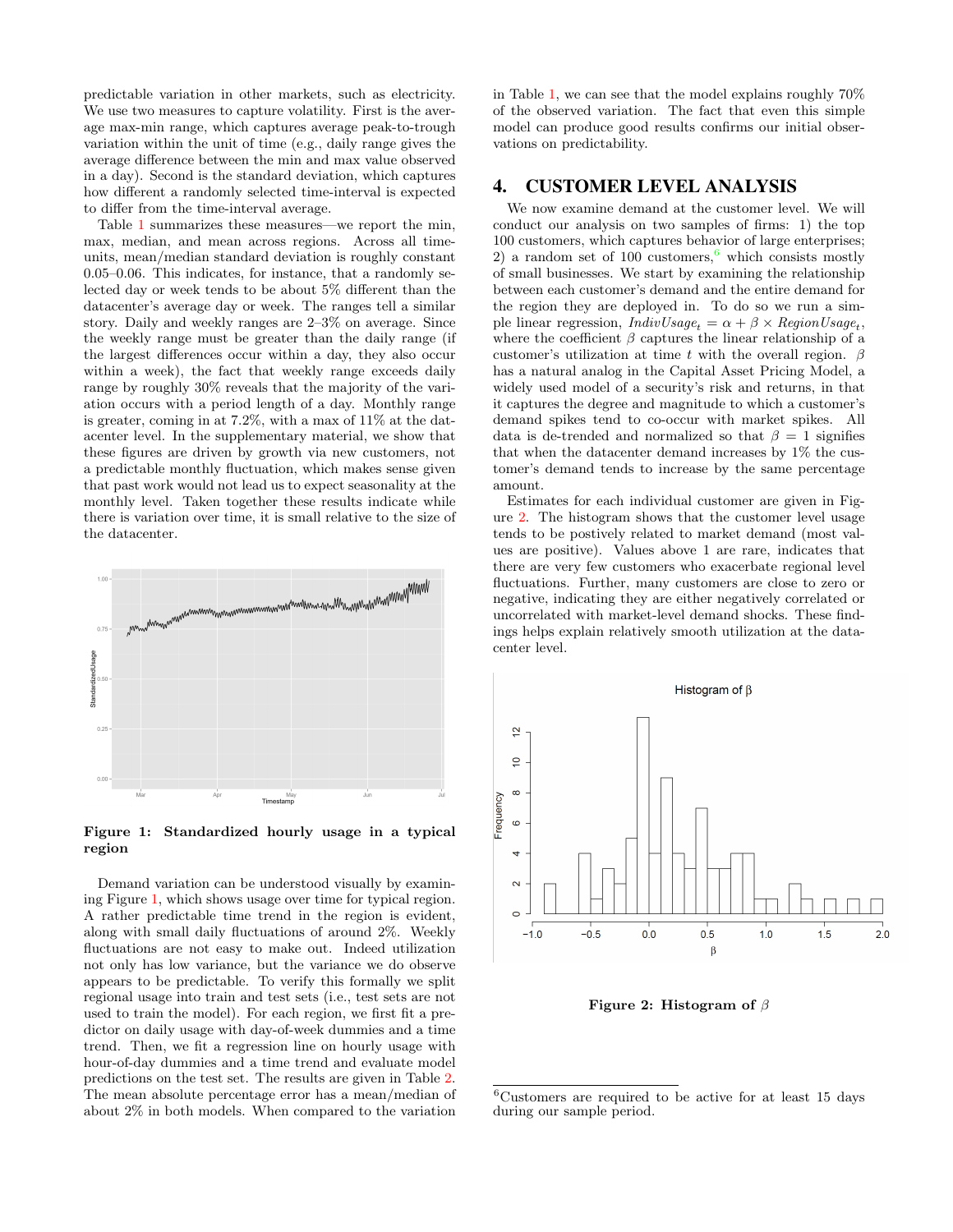predictable variation in other markets, such as electricity. We use two measures to capture volatility. First is the average max-min range, which captures average peak-to-trough variation within the unit of time (e.g., daily range gives the average difference between the min and max value observed in a day). Second is the standard deviation, which captures how different a randomly selected time-interval is expected to differ from the time-interval average.

Table 1 summarizes these measures—we report the min, max, median, and mean across regions. Across all time-units, mean/median standard deviation is roughly constant 0.05–0.06. This indicates, for instance, that a randomly selected day or week tends to be about 5% different than the datacenter's average day or week. The ranges tell a similar story. Daily and weekly ranges are 2–3% on average. Since the weekly range must be greater than the daily range (if the largest differences occur within a day, they also occur within a week), the fact that weekly range exceeds daily range by roughly 30% reveals that the majority of the variation occurs with a period length of a day. Monthly range is greater, coming in at 7.2%, with a max of 11% at the datacenter level. In the supplementary material, we show that these figures are driven by growth via new customers, not a predictable monthly fluctuation, which makes sense given that past work would not lead us to expect seasonality at the monthly level. Taken together these results indicate while there is variation over time, it is small relative to the size of the datacenter.

**Figure 1: Standardized hourly usage in a typical region**

Demand variation can be understood visually by examining Figure 1, which shows usage over time for typical region. A rather predictable time trend in the region is evident, along with small daily fluctuations of around 2%. Weekly fluctuations are not easy to make out. Indeed utilization not only has low variance, but the variance we do observe appears to be predictable. To verify this formally we split regional usage into train and test sets (i.e., test sets are not used to train the model). For each region, we first fit a predictor on daily usage with day-of-week dummies and a time trend. Then, we fit a regression line on hourly usage with hour-of-day dummies and a time trend and evaluate model predictions on the test set. The results are given in Table 2. The mean absolute percentage error has a mean/median of about 2% in both models. When compared to the variation in Table 1, we can see that the model explains roughly 70% of the observed variation. The fact that even this simple model can produce good results confirms our initial observations on predictability.

# 4. CUSTOMER LEVEL ANALYSIS

We now examine demand at the customer level. We will conduct our analysis on two samples of firms: 1) the top 100 customers, which captures behavior of large enterprises; 2) a random set of 100 customers,[6] which consists mostly of small businesses. We start by examining the relationship between each customer's demand and the entire demand for the region they are deployed in. To do so we run a simple linear regression, $IndivUsage_t = \alpha + \beta \times RegionUsage_t$, where the coefficient $\beta$ captures the linear relationship of a customer's utilization at time $t$ with the overall region. $\beta$ has a natural analog in the Capital Asset Pricing Model, a widely used model of a security's risk and returns, in that it captures the degree and magnitude to which a customer's demand spikes tend to co-occur with market spikes. All data is de-trended and normalized so that $\beta = 1$ signifies that when the datacenter demand increases by 1% the customer's demand tends to increase by the same percentage amount.

Estimates for each individual customer are given in Figure 2. The histogram shows that the customer level usage tends to be postively related to market demand (most values are positive). Values above 1 are rare, indicates that there are very few customers who exacerbate regional level fluctuations. Further, many customers are close to zero or negative, indicating they are either negatively correlated or uncorrelated with market-level demand shocks. These findings helps explain relatively smooth utilization at the datacenter level.

**Figure 2: Histogram of $\beta$**

[6] Customers are required to be active for at least 15 days during our sample period.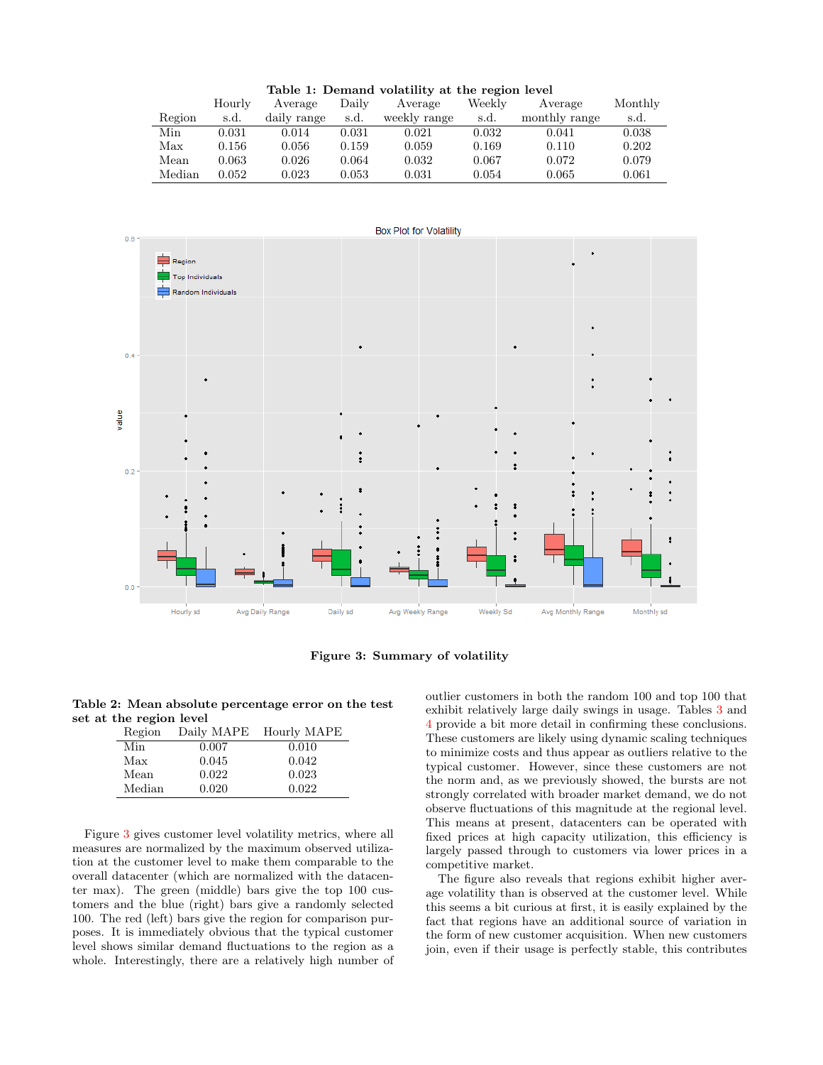**Table 1: Demand volatility at the region level**

| Region | Hourly s.d. | Average daily range | Daily s.d. | Average weekly range | Weekly s.d. | Average monthly range | Monthly s.d. |
|---|---|---|---|---|---|---|---|
| Min | 0.031 | 0.014 | 0.031 | 0.021 | 0.032 | 0.041 | 0.038 |
| Max | 0.156 | 0.056 | 0.159 | 0.059 | 0.169 | 0.110 | 0.202 |
| Mean | 0.063 | 0.026 | 0.064 | 0.032 | 0.067 | 0.072 | 0.079 |
| Median | 0.052 | 0.023 | 0.053 | 0.031 | 0.054 | 0.065 | 0.061 |

**Figure 3: Summary of volatility**

**Table 2: Mean absolute percentage error on the test set at the region level**

| Region | Daily MAPE | Hourly MAPE |
|---|---|---|
| Min | 0.007 | 0.010 |
| Max | 0.045 | 0.042 |
| Mean | 0.022 | 0.023 |
| Median | 0.020 | 0.022 |

Figure 3 gives customer level volatility metrics, where all measures are normalized by the maximum observed utilization at the customer level to make them comparable to the overall datacenter (which are normalized with the datacenter max). The green (middle) bars give the top 100 customers and the blue (right) bars give a randomly selected 100. The red (left) bars give the region for comparison purposes. It is immediately obvious that the typical customer level shows similar demand fluctuations to the region as a whole. Interestingly, there are a relatively high number of outlier customers in both the random 100 and top 100 that exhibit relatively large daily swings in usage. Tables 3 and 4 provide a bit more detail in confirming these conclusions. These customers are likely using dynamic scaling techniques to minimize costs and thus appear as outliers relative to the typical customer. However, since these customers are not the norm and, as we previously showed, the bursts are not strongly correlated with broader market demand, we do not observe fluctuations of this magnitude at the regional level. This means at present, datacenters can be operated with fixed prices at high capacity utilization, this efficiency is largely passed through to customers via lower prices in a competitive market.

The figure also reveals that regions exhibit higher average volatility than is observed at the customer level. While this seems a bit curious at first, it is easily explained by the fact that regions have an additional source of variation in the form of new customer acquisition. When new customers join, even if their usage is perfectly stable, this contributes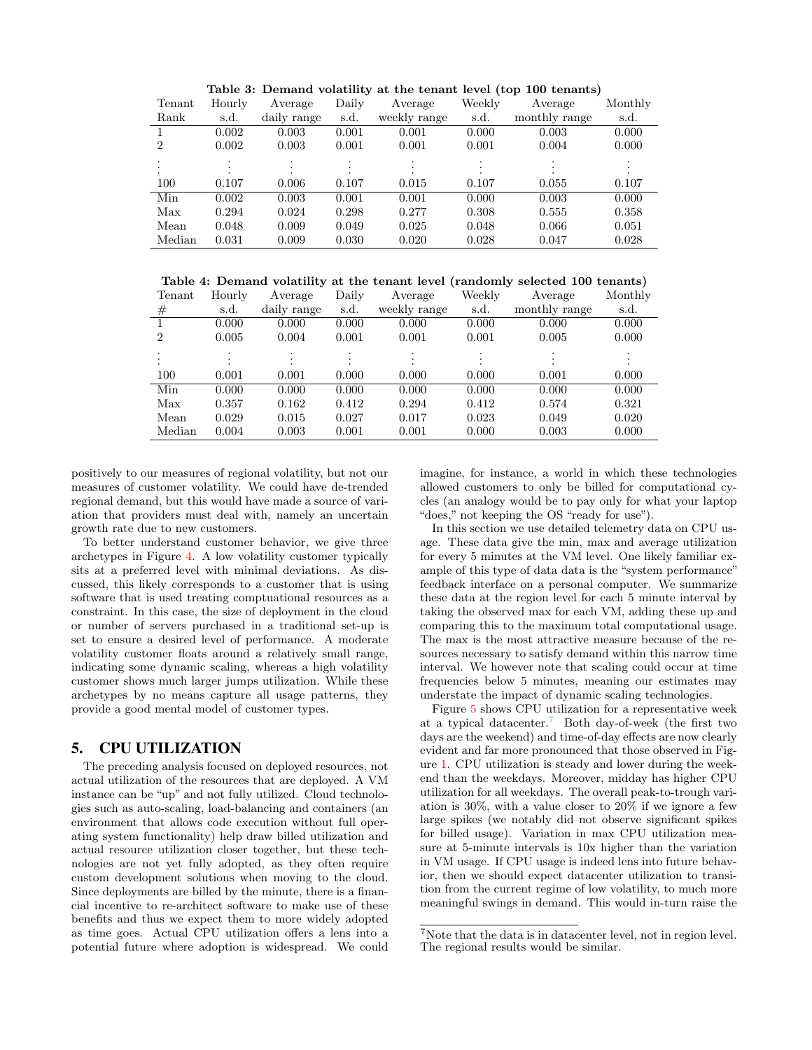**Table 3: Demand volatility at the tenant level (top 100 tenants)**

| Tenant Rank | Hourly s.d. | Average daily range | Daily s.d. | Average weekly range | Weekly s.d. | Average monthly range | Monthly s.d. |
|---|---|---|---|---|---|---|---|
| 1 | 0.002 | 0.003 | 0.001 | 0.001 | 0.000 | 0.003 | 0.000 |
| 2 | 0.002 | 0.003 | 0.001 | 0.001 | 0.001 | 0.004 | 0.000 |
| ⋮ | ⋮ | ⋮ | ⋮ | ⋮ | ⋮ | ⋮ | ⋮ |
| 100 | 0.107 | 0.006 | 0.107 | 0.015 | 0.107 | 0.055 | 0.107 |
| Min | 0.002 | 0.003 | 0.001 | 0.001 | 0.000 | 0.003 | 0.000 |
| Max | 0.294 | 0.024 | 0.298 | 0.277 | 0.308 | 0.555 | 0.358 |
| Mean | 0.048 | 0.009 | 0.049 | 0.025 | 0.048 | 0.066 | 0.051 |
| Median | 0.031 | 0.009 | 0.030 | 0.020 | 0.028 | 0.047 | 0.028 |

**Table 4: Demand volatility at the tenant level (randomly selected 100 tenants)**

| Tenant # | Hourly s.d. | Average daily range | Daily s.d. | Average weekly range | Weekly s.d. | Average monthly range | Monthly s.d. |
|---|---|---|---|---|---|---|---|
| 1 | 0.000 | 0.000 | 0.000 | 0.000 | 0.000 | 0.000 | 0.000 |
| 2 | 0.005 | 0.004 | 0.001 | 0.001 | 0.001 | 0.005 | 0.000 |
| ⋮ | ⋮ | ⋮ | ⋮ | ⋮ | ⋮ | ⋮ | ⋮ |
| 100 | 0.001 | 0.001 | 0.000 | 0.000 | 0.000 | 0.001 | 0.000 |
| Min | 0.000 | 0.000 | 0.000 | 0.000 | 0.000 | 0.000 | 0.000 |
| Max | 0.357 | 0.162 | 0.412 | 0.294 | 0.412 | 0.574 | 0.321 |
| Mean | 0.029 | 0.015 | 0.027 | 0.017 | 0.023 | 0.049 | 0.020 |
| Median | 0.004 | 0.003 | 0.001 | 0.001 | 0.000 | 0.003 | 0.000 |

positively to our measures of regional volatility, but not our measures of customer volatility. We could have de-trended regional demand, but this would have made a source of variation that providers must deal with, namely an uncertain growth rate due to new customers.

To better understand customer behavior, we give three archetypes in Figure 4. A low volatility customer typically sits at a preferred level with minimal deviations. As discussed, this likely corresponds to a customer that is using software that is used treating comptuational resources as a constraint. In this case, the size of deployment in the cloud or number of servers purchased in a traditional set-up is set to ensure a desired level of performance. A moderate volatility customer floats around a relatively small range, indicating some dynamic scaling, whereas a high volatility customer shows much larger jumps utilization. While these archetypes by no means capture all usage patterns, they provide a good mental model of customer types.

## 5. CPU UTILIZATION

The preceding analysis focused on deployed resources, not actual utilization of the resources that are deployed. A VM instance can be "up" and not fully utilized. Cloud technologies such as auto-scaling, load-balancing and containers (an environment that allows code execution without full operating system functionality) help draw billed utilization and actual resource utilization closer together, but these technologies are not yet fully adopted, as they often require custom development solutions when moving to the cloud. Since deployments are billed by the minute, there is a financial incentive to re-architect software to make use of these benefits and thus we expect them to more widely adopted as time goes. Actual CPU utilization offers a lens into a potential future where adoption is widespread. We could imagine, for instance, a world in which these technologies allowed customers to only be billed for computational cycles (an analogy would be to pay only for what your laptop "does," not keeping the OS "ready for use").

In this section we use detailed telemetry data on CPU usage. These data give the min, max and average utilization for every 5 minutes at the VM level. One likely familiar example of this type of data data is the "system performance" feedback interface on a personal computer. We summarize these data at the region level for each 5 minute interval by taking the observed max for each VM, adding these up and comparing this to the maximum total computational usage. The max is the most attractive measure because of the resources necessary to satisfy demand within this narrow time interval. We however note that scaling could occur at time frequencies below 5 minutes, meaning our estimates may understate the impact of dynamic scaling technologies.

Figure 5 shows CPU utilization for a representative week at a typical datacenter.[7] Both day-of-week (the first two days are the weekend) and time-of-day effects are now clearly evident and far more pronounced that those observed in Figure 1. CPU utilization is steady and lower during the weekend than the weekdays. Moreover, midday has higher CPU utilization for all weekdays. The overall peak-to-trough variation is 30%, with a value closer to 20% if we ignore a few large spikes (we notably did not observe significant spikes for billed usage). Variation in max CPU utilization measure at 5-minute intervals is 10x higher than the variation in VM usage. If CPU usage is indeed lens into future behavior, then we should expect datacenter utilization to transition from the current regime of low volatility, to much more meaningful swings in demand. This would in-turn raise the

[7] Note that the data is in datacenter level, not in region level. The regional results would be similar.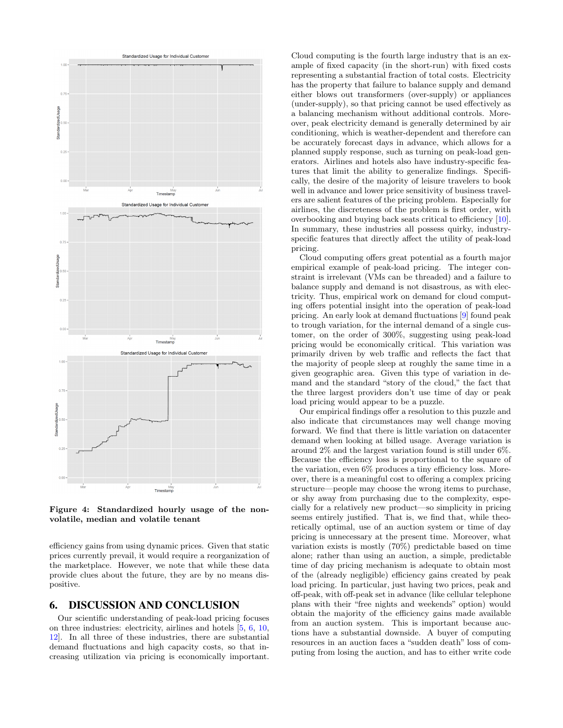Figure 4: **Standardized hourly usage of the non-volatile, median and volatile tenant**

efficiency gains from using dynamic prices. Given that static prices currently prevail, it would require a reorganization of the marketplace. However, we note that while these data provide clues about the future, they are by no means dispositive.

# 6. DISCUSSION AND CONCLUSION

Our scientific understanding of peak-load pricing focuses on three industries: electricity, airlines and hotels [5, 6, 10, 12]. In all three of these industries, there are substantial demand fluctuations and high capacity costs, so that increasing utilization via pricing is economically important. Cloud computing is the fourth large industry that is an example of fixed capacity (in the short-run) with fixed costs representing a substantial fraction of total costs. Electricity has the property that failure to balance supply and demand either blows out transformers (over-supply) or appliances (under-supply), so that pricing cannot be used effectively as a balancing mechanism without additional controls. Moreover, peak electricity demand is generally determined by air conditioning, which is weather-dependent and therefore can be accurately forecast days in advance, which allows for a planned supply response, such as turning on peak-load generators. Airlines and hotels also have industry-specific features that limit the ability to generalize findings. Specifically, the desire of the majority of leisure travelers to book well in advance and lower price sensitivity of business travelers are salient features of the pricing problem. Especially for airlines, the discreteness of the problem is first order, with overbooking and buying back seats critical to efficiency [10]. In summary, these industries all possess quirky, industry-specific features that directly affect the utility of peak-load pricing.

Cloud computing offers great potential as a fourth major empirical example of peak-load pricing. The integer constraint is irrelevant (VMs can be threaded) and a failure to balance supply and demand is not disastrous, as with electricity. Thus, empirical work on demand for cloud computing offers potential insight into the operation of peak-load pricing. An early look at demand fluctuations [9] found peak to trough variation, for the internal demand of a single customer, on the order of 300%, suggesting using peak-load pricing would be economically critical. This variation was primarily driven by web traffic and reflects the fact that the majority of people sleep at roughly the same time in a given geographic area. Given this type of variation in demand and the standard "story of the cloud," the fact that the three largest providers don't use time of day or peak load pricing would appear to be a puzzle.

Our empirical findings offer a resolution to this puzzle and also indicate that circumstances may well change moving forward. We find that there is little variation on datacenter demand when looking at billed usage. Average variation is around 2% and the largest variation found is still under 6%. Because the efficiency loss is proportional to the square of the variation, even 6% produces a tiny efficiency loss. Moreover, there is a meaningful cost to offering a complex pricing structure—people may choose the wrong items to purchase, or shy away from purchasing due to the complexity, especially for a relatively new product—so simplicity in pricing seems entirely justified. That is, we find that, while theoretically optimal, use of an auction system or time of day pricing is unnecessary at the present time. Moreover, what variation exists is mostly (70%) predictable based on time alone; rather than using an auction, a simple, predictable time of day pricing mechanism is adequate to obtain most of the (already negligible) efficiency gains created by peak load pricing. In particular, just having two prices, peak and off-peak, with off-peak set in advance (like cellular telephone plans with their "free nights and weekends" option) would obtain the majority of the efficiency gains made available from an auction system. This is important because auctions have a substantial downside. A buyer of computing resources in an auction faces a "sudden death" loss of computing from losing the auction, and has to either write code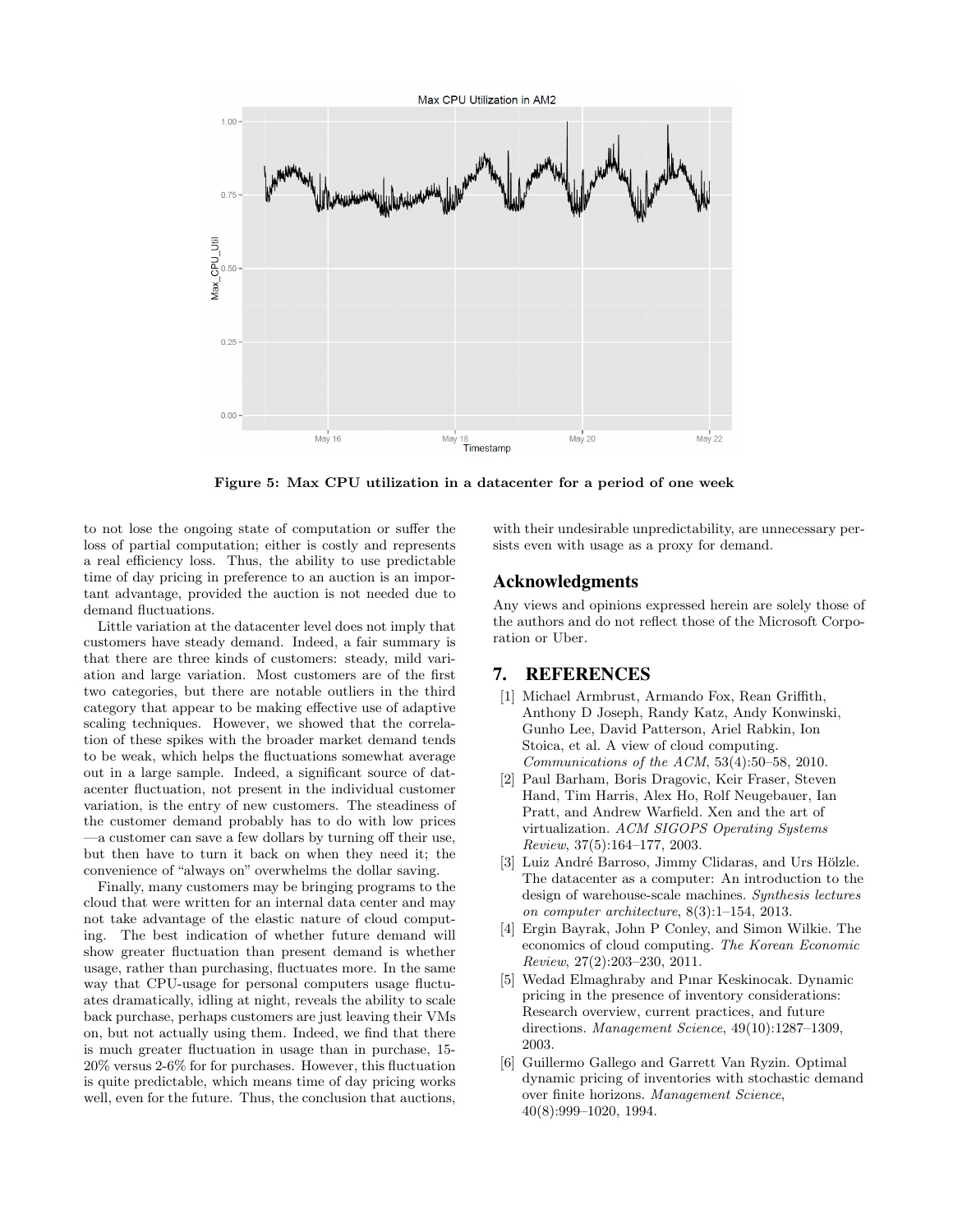Max CPU Utilization in AM2

Max_CPU_Util

1.00

0.75

0.50

0.25

0.00

May 16

May 18

May 20

May 22

Timestamp

**Figure 5: Max CPU utilization in a datacenter for a period of one week**

to not lose the ongoing state of computation or suffer the loss of partial computation; either is costly and represents a real efficiency loss. Thus, the ability to use predictable time of day pricing in preference to an auction is an important advantage, provided the auction is not needed due to demand fluctuations.

Little variation at the datacenter level does not imply that customers have steady demand. Indeed, a fair summary is that there are three kinds of customers: steady, mild variation and large variation. Most customers are of the first two categories, but there are notable outliers in the third category that appear to be making effective use of adaptive scaling techniques. However, we showed that the correlation of these spikes with the broader market demand tends to be weak, which helps the fluctuations somewhat average out in a large sample. Indeed, a significant source of datacenter fluctuation, not present in the individual customer variation, is the entry of new customers. The steadiness of the customer demand probably has to do with low prices —a customer can save a few dollars by turning off their use, but then have to turn it back on when they need it; the convenience of "always on" overwhelms the dollar saving.

Finally, many customers may be bringing programs to the cloud that were written for an internal data center and may not take advantage of the elastic nature of cloud computing. The best indication of whether future demand will show greater fluctuation than present demand is whether usage, rather than purchasing, fluctuates more. In the same way that CPU-usage for personal computers usage fluctuates dramatically, idling at night, reveals the ability to scale back purchase, perhaps customers are just leaving their VMs on, but not actually using them. Indeed, we find that there is much greater fluctuation in usage than in purchase, 15-20% versus 2-6% for for purchases. However, this fluctuation is quite predictable, which means time of day pricing works well, even for the future. Thus, the conclusion that auctions, with their undesirable unpredictability, are unnecessary persists even with usage as a proxy for demand.

## Acknowledgments

Any views and opinions expressed herein are solely those of the authors and do not reflect those of the Microsoft Corporation or Uber.

## 7. REFERENCES

[1] Michael Armbrust, Armando Fox, Rean Griffith, Anthony D Joseph, Randy Katz, Andy Konwinski, Gunho Lee, David Patterson, Ariel Rabkin, Ion Stoica, et al. A view of cloud computing. *Communications of the ACM*, 53(4):50–58, 2010.

[2] Paul Barham, Boris Dragovic, Keir Fraser, Steven Hand, Tim Harris, Alex Ho, Rolf Neugebauer, Ian Pratt, and Andrew Warfield. Xen and the art of virtualization. *ACM SIGOPS Operating Systems Review*, 37(5):164–177, 2003.

[3] Luiz André Barroso, Jimmy Clidaras, and Urs Hölzle. The datacenter as a computer: An introduction to the design of warehouse-scale machines. *Synthesis lectures on computer architecture*, 8(3):1–154, 2013.

[4] Ergin Bayrak, John P Conley, and Simon Wilkie. The economics of cloud computing. *The Korean Economic Review*, 27(2):203–230, 2011.

[5] Wedad Elmaghraby and Pınar Keskinocak. Dynamic pricing in the presence of inventory considerations: Research overview, current practices, and future directions. *Management Science*, 49(10):1287–1309, 2003.

[6] Guillermo Gallego and Garrett Van Ryzin. Optimal dynamic pricing of inventories with stochastic demand over finite horizons. *Management Science*, 40(8):999–1020, 1994.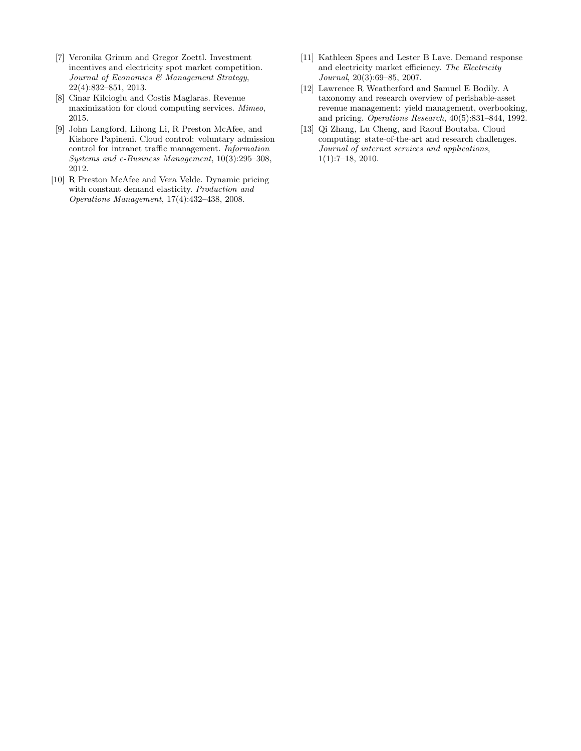[7] Veronika Grimm and Gregor Zoettl. Investment incentives and electricity spot market competition. *Journal of Economics & Management Strategy*, 22(4):832–851, 2013.

[8] Cinar Kilcioglu and Costis Maglaras. Revenue maximization for cloud computing services. *Mimeo*, 2015.

[9] John Langford, Lihong Li, R Preston McAfee, and Kishore Papineni. Cloud control: voluntary admission control for intranet traffic management. *Information Systems and e-Business Management*, 10(3):295–308, 2012.

[10] R Preston McAfee and Vera Velde. Dynamic pricing with constant demand elasticity. *Production and Operations Management*, 17(4):432–438, 2008.

[11] Kathleen Spees and Lester B Lave. Demand response and electricity market efficiency. *The Electricity Journal*, 20(3):69–85, 2007.

[12] Lawrence R Weatherford and Samuel E Bodily. A taxonomy and research overview of perishable-asset revenue management: yield management, overbooking, and pricing. *Operations Research*, 40(5):831–844, 1992.

[13] Qi Zhang, Lu Cheng, and Raouf Boutaba. Cloud computing: state-of-the-art and research challenges. *Journal of internet services and applications*, 1(1):7–18, 2010.